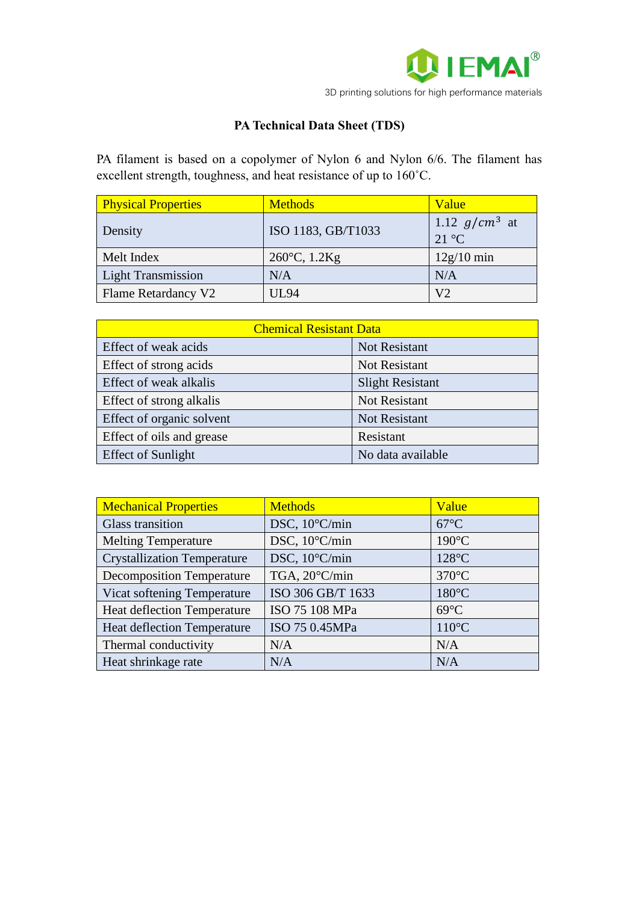IEMAI®

3D printing solutions for high performance materials

# PA Technical Data Sheet (TDS)

PA filament is based on a copolymer of Nylon 6 and Nylon 6/6. The filament has excellent strength, toughness, and heat resistance of up to 160˚C.

| Physical Properties | Methods | Value |
| --- | --- | --- |
| Density | ISO 1183, GB/T1033 | 1.12 $g/cm^3$ at 21 °C |
| Melt Index | 260°C, 1.2Kg | 12g/10 min |
| Light Transmission | N/A | N/A |
| Flame Retardancy V2 | UL94 | V2 |

| Chemical Resistant Data | |
| --- | --- |
| Effect of weak acids | Not Resistant |
| Effect of strong acids | Not Resistant |
| Effect of weak alkalis | Slight Resistant |
| Effect of strong alkalis | Not Resistant |
| Effect of organic solvent | Not Resistant |
| Effect of oils and grease | Resistant |
| Effect of Sunlight | No data available |

| Mechanical Properties | Methods | Value |
| --- | --- | --- |
| Glass transition | DSC, 10°C/min | 67°C |
| Melting Temperature | DSC, 10°C/min | 190°C |
| Crystallization Temperature | DSC, 10°C/min | 128°C |
| Decomposition Temperature | TGA, 20°C/min | 370°C |
| Vicat softening Temperature | ISO 306 GB/T 1633 | 180°C |
| Heat deflection Temperature | ISO 75 108 MPa | 69°C |
| Heat deflection Temperature | ISO 75 0.45MPa | 110°C |
| Thermal conductivity | N/A | N/A |
| Heat shrinkage rate | N/A | N/A |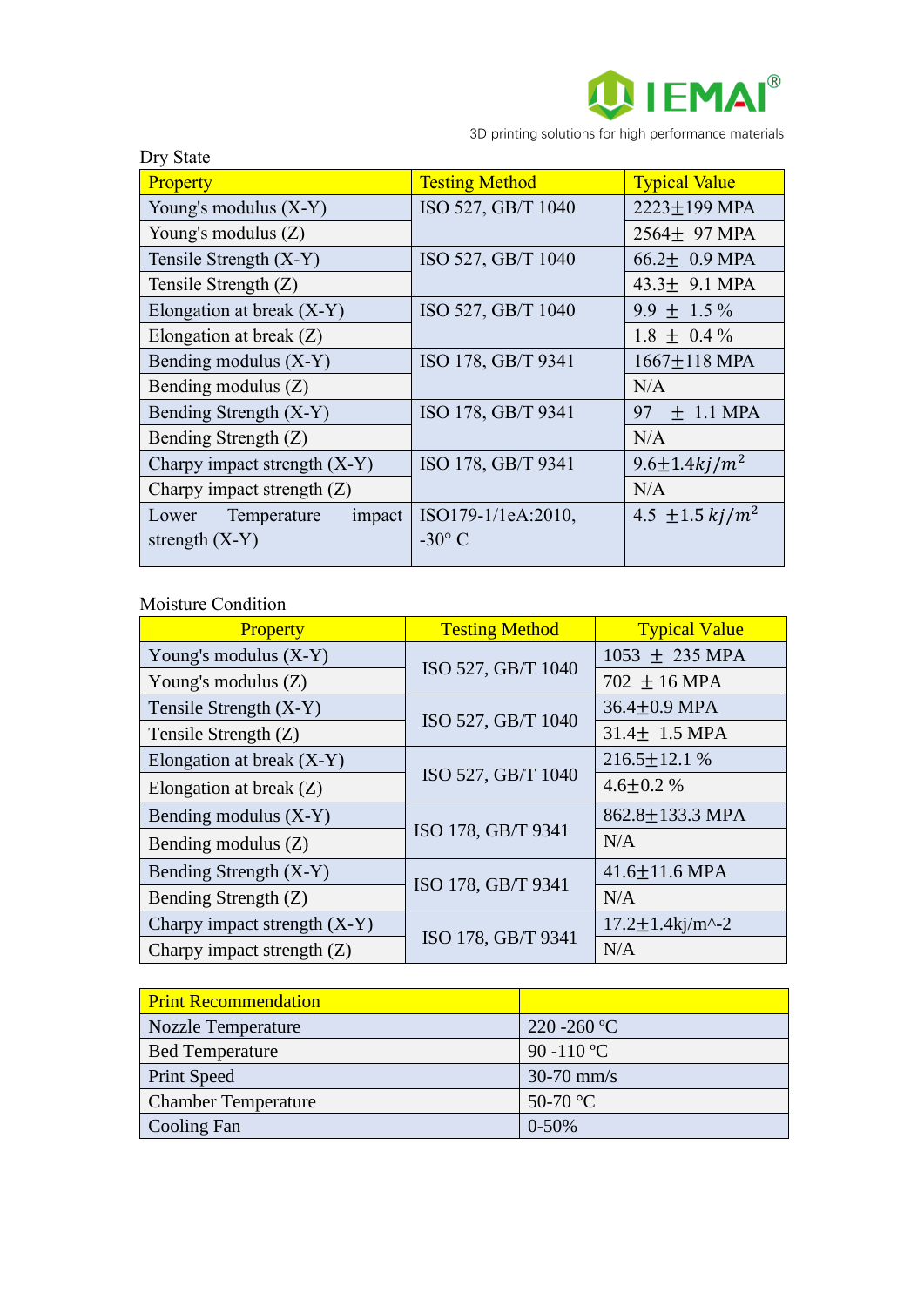IEMAI®

3D printing solutions for high performance materials

Dry State

| Property | Testing Method | Typical Value |
|---|---|---|
| Young's modulus (X-Y) | ISO 527, GB/T 1040 | 2223±199 MPA |
| Young's modulus (Z) | | 2564± 97 MPA |
| Tensile Strength (X-Y) | ISO 527, GB/T 1040 | 66.2± 0.9 MPA |
| Tensile Strength (Z) | | 43.3± 9.1 MPA |
| Elongation at break (X-Y) | ISO 527, GB/T 1040 | 9.9 ± 1.5 % |
| Elongation at break (Z) | | 1.8 ± 0.4 % |
| Bending modulus (X-Y) | ISO 178, GB/T 9341 | 1667±118 MPA |
| Bending modulus (Z) | | N/A |
| Bending Strength (X-Y) | ISO 178, GB/T 9341 | 97 ± 1.1 MPA |
| Bending Strength (Z) | | N/A |
| Charpy impact strength (X-Y) | ISO 178, GB/T 9341 | $9.6\pm1.4kj/m^2$ |
| Charpy impact strength (Z) | | N/A |
| Lower Temperature impact strength (X-Y) | ISO179-1/1eA:2010, -30° C | $4.5 \pm1.5\ kj/m^2$ |

Moisture Condition

| Property | Testing Method | Typical Value |
|---|---|---|
| Young's modulus (X-Y) | ISO 527, GB/T 1040 | 1053 ± 235 MPA |
| Young's modulus (Z) | | 702 ± 16 MPA |
| Tensile Strength (X-Y) | ISO 527, GB/T 1040 | 36.4±0.9 MPA |
| Tensile Strength (Z) | | 31.4± 1.5 MPA |
| Elongation at break (X-Y) | ISO 527, GB/T 1040 | 216.5±12.1 % |
| Elongation at break (Z) | | 4.6±0.2 % |
| Bending modulus (X-Y) | ISO 178, GB/T 9341 | 862.8±133.3 MPA |
| Bending modulus (Z) | | N/A |
| Bending Strength (X-Y) | ISO 178, GB/T 9341 | 41.6±11.6 MPA |
| Bending Strength (Z) | | N/A |
| Charpy impact strength (X-Y) | ISO 178, GB/T 9341 | 17.2±1.4kj/m^-2 |
| Charpy impact strength (Z) | | N/A |

| Print Recommendation | |
|---|---|
| Nozzle Temperature | 220 -260 °C |
| Bed Temperature | 90 -110 °C |
| Print Speed | 30-70 mm/s |
| Chamber Temperature | 50-70 °C |
| Cooling Fan | 0-50% |